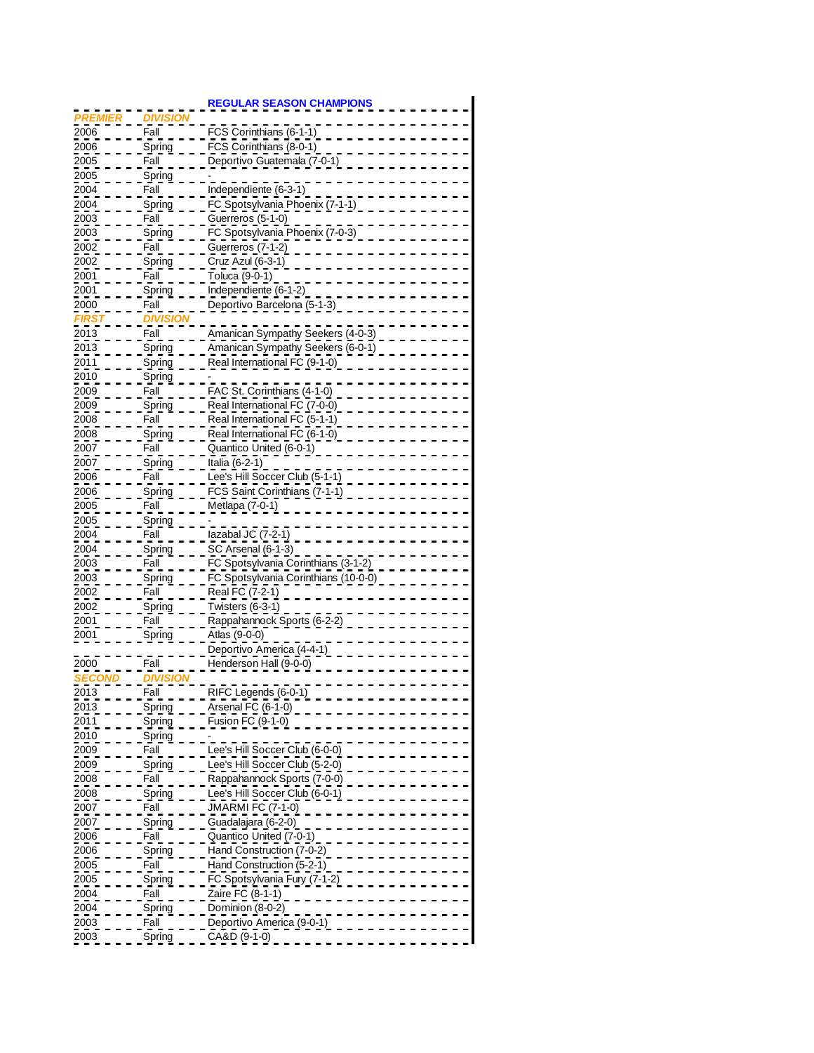## REGULAR SEASON CHAMPIONS

| | | |
|---|---|---|
| ***PREMIER*** | ***DIVISION*** | |
| 2006 | Fall | FCS Corinthians (6-1-1) |
| 2006 | Spring | FCS Corinthians (8-0-1) |
| 2005 | Fall | Deportivo Guatemala (7-0-1) |
| 2005 | Spring | - |
| 2004 | Fall | Independiente (6-3-1) |
| 2004 | Spring | FC Spotsylvania Phoenix (7-1-1) |
| 2003 | Fall | Guerreros (5-1-0) |
| 2003 | Spring | FC Spotsylvania Phoenix (7-0-3) |
| 2002 | Fall | Guerreros (7-1-2) |
| 2002 | Spring | Cruz Azul (6-3-1) |
| 2001 | Fall | Toluca (9-0-1) |
| 2001 | Spring | Independiente (6-1-2) |
| 2000 | Fall | Deportivo Barcelona (5-1-3) |
| ***FIRST*** | ***DIVISION*** | |
| 2013 | Fall | Amanican Sympathy Seekers (4-0-3) |
| 2013 | Spring | Amanican Sympathy Seekers (6-0-1) |
| 2011 | Spring | Real International FC (9-1-0) |
| 2010 | Spring | - |
| 2009 | Fall | FAC St. Corinthians (4-1-0) |
| 2009 | Spring | Real International FC (7-0-0) |
| 2008 | Fall | Real International FC (5-1-1) |
| 2008 | Spring | Real International FC (6-1-0) |
| 2007 | Fall | Quantico United (6-0-1) |
| 2007 | Spring | Italia (6-2-1) |
| 2006 | Fall | Lee's Hill Soccer Club (5-1-1) |
| 2006 | Spring | FCS Saint Corinthians (7-1-1) |
| 2005 | Fall | Metlapa (7-0-1) |
| 2005 | Spring | - |
| 2004 | Fall | Iazabal JC (7-2-1) |
| 2004 | Spring | SC Arsenal (6-1-3) |
| 2003 | Fall | FC Spotsylvania Corinthians (3-1-2) |
| 2003 | Spring | FC Spotsylvania Corinthians (10-0-0) |
| 2002 | Fall | Real FC (7-2-1) |
| 2002 | Spring | Twisters (6-3-1) |
| 2001 | Fall | Rappahannock Sports (6-2-2) |
| 2001 | Spring | Atlas (9-0-0) |
| | | Deportivo America (4-4-1) |
| 2000 | Fall | Henderson Hall (9-0-0) |
| ***SECOND*** | ***DIVISION*** | |
| 2013 | Fall | RIFC Legends (6-0-1) |
| 2013 | Spring | Arsenal FC (6-1-0) |
| 2011 | Spring | Fusion FC (9-1-0) |
| 2010 | Spring | - |
| 2009 | Fall | Lee's Hill Soccer Club (6-0-0) |
| 2009 | Spring | Lee's Hill Soccer Club (5-2-0) |
| 2008 | Fall | Rappahannock Sports (7-0-0) |
| 2008 | Spring | Lee's Hill Soccer Club (6-0-1) |
| 2007 | Fall | JMARMI FC (7-1-0) |
| 2007 | Spring | Guadalajara (6-2-0) |
| 2006 | Fall | Quantico United (7-0-1) |
| 2006 | Spring | Hand Construction (7-0-2) |
| 2005 | Fall | Hand Construction (5-2-1) |
| 2005 | Spring | FC Spotsylvania Fury (7-1-2) |
| 2004 | Fall | Zaire FC (8-1-1) |
| 2004 | Spring | Dominion (8-0-2) |
| 2003 | Fall | Deportivo America (9-0-1) |
| 2003 | Spring | CA&D (9-1-0) |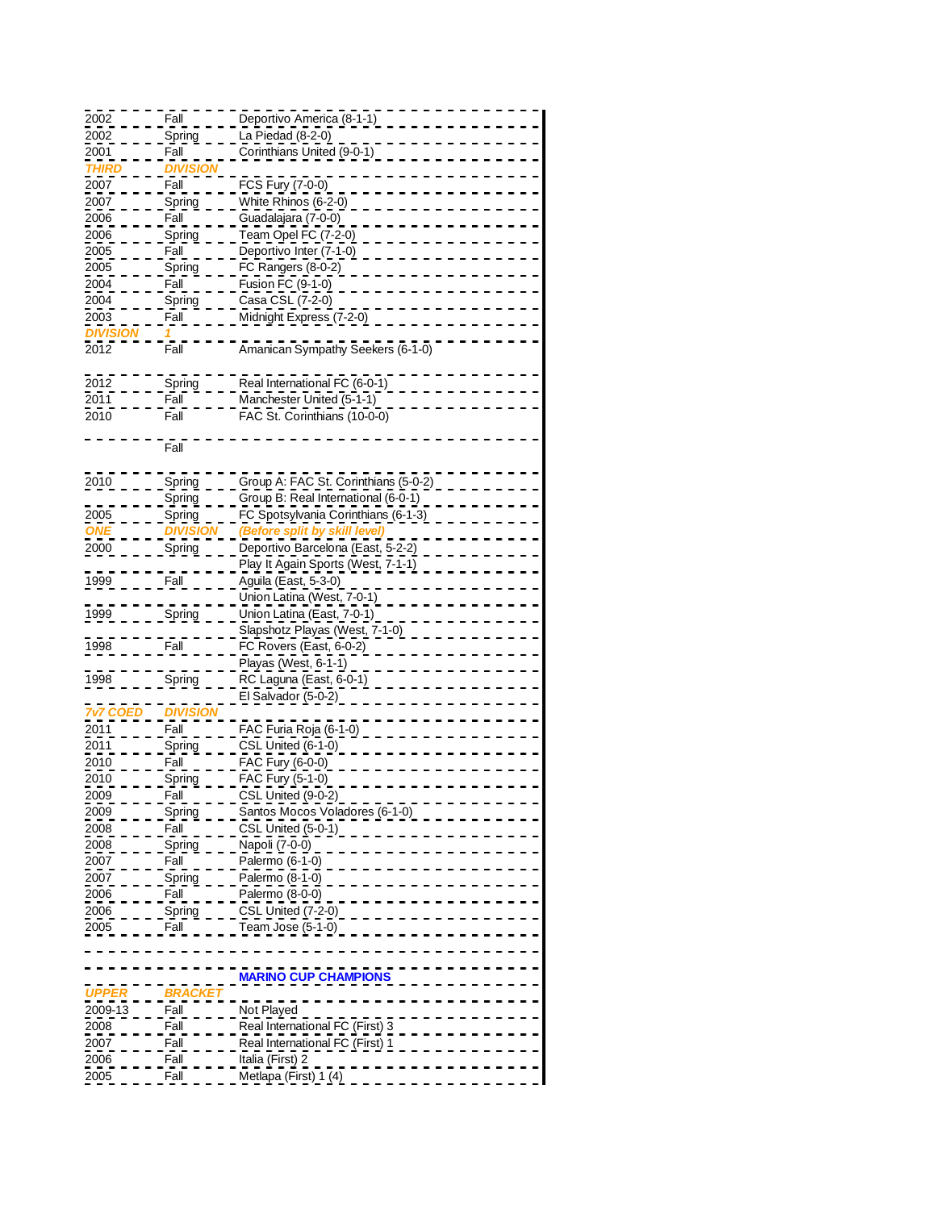| | | |
|---|---|---|
| 2002 | Fall | Deportivo America (8-1-1) |
| 2002 | Spring | La Piedad (8-2-0) |
| 2001 | Fall | Corinthians United (9-0-1) |
| ***THIRD*** | ***DIVISION*** | |
| 2007 | Fall | FCS Fury (7-0-0) |
| 2007 | Spring | White Rhinos (6-2-0) |
| 2006 | Fall | Guadalajara (7-0-0) |
| 2006 | Spring | Team Opel FC (7-2-0) |
| 2005 | Fall | Deportivo Inter (7-1-0) |
| 2005 | Spring | FC Rangers (8-0-2) |
| 2004 | Fall | Fusion FC (9-1-0) |
| 2004 | Spring | Casa CSL (7-2-0) |
| 2003 | Fall | Midnight Express (7-2-0) |
| ***DIVISION*** | ***1*** | |
| 2012 | Fall | Amanican Sympathy Seekers (6-1-0) |
| 2012 | Spring | Real International FC (6-0-1) |
| 2011 | Fall | Manchester United (5-1-1) |
| 2010 | Fall | FAC St. Corinthians (10-0-0) |
| | Fall | |
| 2010 | Spring | Group A: FAC St. Corinthians (5-0-2) |
| | Spring | Group B: Real International (6-0-1) |
| 2005 | Spring | FC Spotsylvania Corinthians (6-1-3) |
| ***ONE*** | ***DIVISION*** | ***(Before split by skill level)*** |
| 2000 | Spring | Deportivo Barcelona (East, 5-2-2) |
| | | Play It Again Sports (West, 7-1-1) |
| 1999 | Fall | Aguila (East, 5-3-0) |
| | | Union Latina (West, 7-0-1) |
| 1999 | Spring | Union Latina (East, 7-0-1) |
| | | Slapshotz Playas (West, 7-1-0) |
| 1998 | Fall | FC Rovers (East, 6-0-2) |
| | | Playas (West, 6-1-1) |
| 1998 | Spring | RC Laguna (East, 6-0-1) |
| | | El Salvador (5-0-2) |
| ***7v7 COED*** | ***DIVISION*** | |
| 2011 | Fall | FAC Furia Roja (6-1-0) |
| 2011 | Spring | CSL United (6-1-0) |
| 2010 | Fall | FAC Fury (6-0-0) |
| 2010 | Spring | FAC Fury (5-1-0) |
| 2009 | Fall | CSL United (9-0-2) |
| 2009 | Spring | Santos Mocos Voladores (6-1-0) |
| 2008 | Fall | CSL United (5-0-1) |
| 2008 | Spring | Napoli (7-0-0) |
| 2007 | Fall | Palermo (6-1-0) |
| 2007 | Spring | Palermo (8-1-0) |
| 2006 | Fall | Palermo (8-0-0) |
| 2006 | Spring | CSL United (7-2-0) |
| 2005 | Fall | Team Jose (5-1-0) |
| | | |
| | | **MARINO CUP CHAMPIONS** |
| ***UPPER*** | ***BRACKET*** | |
| 2009-13 | Fall | Not Played |
| 2008 | Fall | Real International FC (First) 3 |
| 2007 | Fall | Real International FC (First) 1 |
| 2006 | Fall | Italia (First) 2 |
| 2005 | Fall | Metlapa (First) 1 (4) |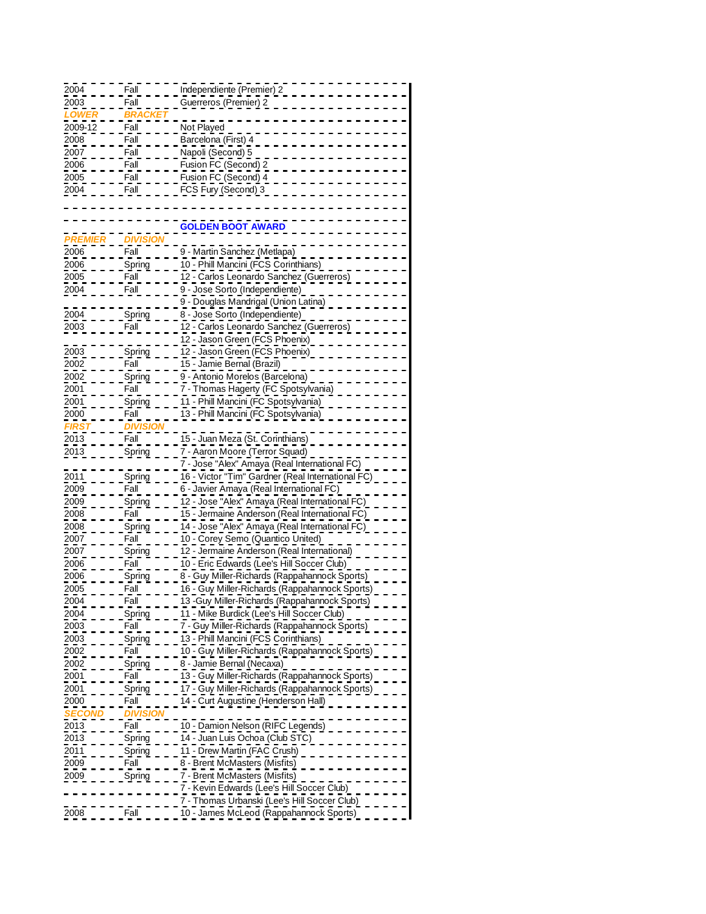| | | |
|---|---|---|
| 2004 | Fall | Independiente (Premier) 2 |
| 2003 | Fall | Guerreros (Premier) 2 |
| ***LOWER*** | ***BRACKET*** | |
| 2009-12 | Fall | Not Played |
| 2008 | Fall | Barcelona (First) 4 |
| 2007 | Fall | Napoli (Second) 5 |
| 2006 | Fall | Fusion FC (Second) 2 |
| 2005 | Fall | Fusion FC (Second) 4 |
| 2004 | Fall | FCS Fury (Second) 3 |

## GOLDEN BOOT AWARD

| | | |
|---|---|---|
| ***PREMIER*** | ***DIVISION*** | |
| 2006 | Fall | 9 - Martin Sanchez (Metlapa) |
| 2006 | Spring | 10 - Phill Mancini (FCS Corinthians) |
| 2005 | Fall | 12 - Carlos Leonardo Sanchez (Guerreros) |
| 2004 | Fall | 9 - Jose Sorto (Independiente) |
| | | 9 - Douglas Mandrigal (Union Latina) |
| 2004 | Spring | 8 - Jose Sorto (Independiente) |
| 2003 | Fall | 12 - Carlos Leonardo Sanchez (Guerreros) |
| | | 12 - Jason Green (FCS Phoenix) |
| 2003 | Spring | 12 - Jason Green (FCS Phoenix) |
| 2002 | Fall | 15 - Jamie Bernal (Brazil) |
| 2002 | Spring | 9 - Antonio Morelos (Barcelona) |
| 2001 | Fall | 7 - Thomas Hagerty (FC Spotsylvania) |
| 2001 | Spring | 11 - Phill Mancini (FC Spotsylvania) |
| 2000 | Fall | 13 - Phill Mancini (FC Spotsylvania) |
| ***FIRST*** | ***DIVISION*** | |
| 2013 | Fall | 15 - Juan Meza (St. Corinthians) |
| 2013 | Spring | 7 - Aaron Moore (Terror Squad) |
| | | 7 - Jose "Alex" Amaya (Real International FC) |
| 2011 | Spring | 16 - Victor "Tim" Gardner (Real International FC) |
| 2009 | Fall | 6 - Javier Amaya (Real International FC) |
| 2009 | Spring | 12 - Jose "Alex" Amaya (Real International FC) |
| 2008 | Fall | 15 - Jermaine Anderson (Real International FC) |
| 2008 | Spring | 14 - Jose "Alex" Amaya (Real International FC) |
| 2007 | Fall | 10 - Corey Semo (Quantico United) |
| 2007 | Spring | 12 - Jermaine Anderson (Real International) |
| 2006 | Fall | 10 - Eric Edwards (Lee's Hill Soccer Club) |
| 2006 | Spring | 8 - Guy Miller-Richards (Rappahannock Sports) |
| 2005 | Fall | 16 - Guy Miller-Richards (Rappahannock Sports) |
| 2004 | Fall | 13 -Guy Miller-Richards (Rappahannock Sports) |
| 2004 | Spring | 11 - Mike Burdick (Lee's Hill Soccer Club) |
| 2003 | Fall | 7 - Guy Miller-Richards (Rappahannock Sports) |
| 2003 | Spring | 13 - Phill Mancini (FCS Corinthians) |
| 2002 | Fall | 10 - Guy Miller-Richards (Rappahannock Sports) |
| 2002 | Spring | 8 - Jamie Bernal (Necaxa) |
| 2001 | Fall | 13 - Guy Miller-Richards (Rappahannock Sports) |
| 2001 | Spring | 17 - Guy Miller-Richards (Rappahannock Sports) |
| 2000 | Fall | 14 - Curt Augustine (Henderson Hall) |
| ***SECOND*** | ***DIVISION*** | |
| 2013 | Fall | 10 - Damion Nelson (RIFC Legends) |
| 2013 | Spring | 14 - Juan Luis Ochoa (Club STC) |
| 2011 | Spring | 11 - Drew Martin (FAC Crush) |
| 2009 | Fall | 8 - Brent McMasters (Misfits) |
| 2009 | Spring | 7 - Brent McMasters (Misfits) |
| | | 7 - Kevin Edwards (Lee's Hill Soccer Club) |
| | | 7 - Thomas Urbanski (Lee's Hill Soccer Club) |
| 2008 | Fall | 10 - James McLeod (Rappahannock Sports) |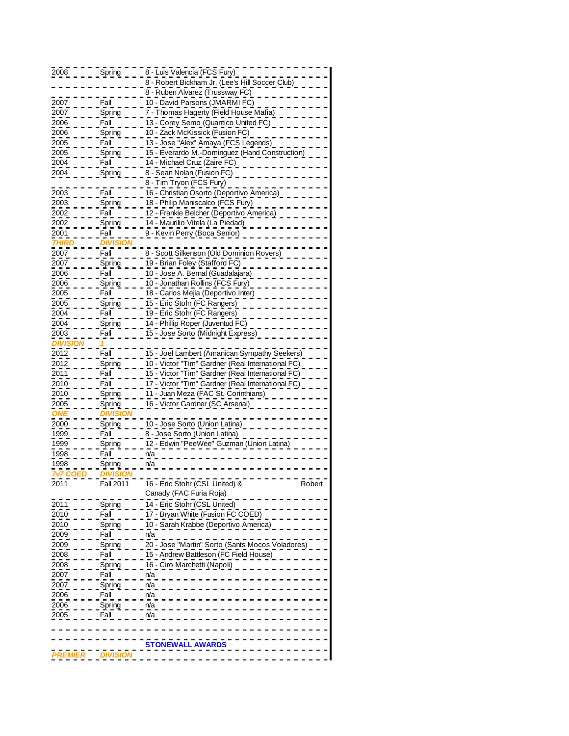| | | |
|---|---|---|
| 2008 | Spring | 8 - Luis Valencia (FCS Fury) |
| | | 8 - Robert Bickham Jr. (Lee's Hill Soccer Club) |
| | | 8 - Ruben Alvarez (Trussway FC) |
| 2007 | Fall | 10 - David Parsons (JMARMI FC) |
| 2007 | Spring | 7 - Thomas Hagerty (Field House Mafia) |
| 2006 | Fall | 13 - Corey Semo (Quantico United FC) |
| 2006 | Spring | 10 - Zack McKissick (Fusion FC) |
| 2005 | Fall | 13 - Jose "Alex" Amaya (FCS Legends) |
| 2005 | Spring | 15 - Everardo M.-Dominguez (Hand Construction) |
| 2004 | Fall | 14 - Michael Cruz (Zaire FC) |
| 2004 | Spring | 8 - Sean Nolan (Fusion FC) |
| | | 8 - Tim Tryon (FCS Fury) |
| 2003 | Fall | 16 - Christian Osorto (Deportivo America) |
| 2003 | Spring | 18 - Philip Maniscalco (FCS Fury) |
| 2002 | Fall | 12 - Frankie Belcher (Deportivo America) |
| 2002 | Spring | 14 - Maurilio Vitela (La Piedad) |
| 2001 | Fall | 9 - Kevin Perry (Boca Senior) |
| ***THIRD*** | ***DIVISION*** | |
| 2007 | Fall | 8 - Scott Silkenson (Old Dominion Rovers) |
| 2007 | Spring | 19 - Brian Foley (Stafford FC) |
| 2006 | Fall | 10 - Jose A. Bernal (Guadalajara) |
| 2006 | Spring | 10 - Jonathan Rollins (FCS Fury) |
| 2005 | Fall | 18 - Carlos Mejia (Deportivo Inter) |
| 2005 | Spring | 15 - Eric Stohr (FC Rangers) |
| 2004 | Fall | 19 - Eric Stohr (FC Rangers) |
| 2004 | Spring | 14 - Phillip Roper (Juventud FC) |
| 2003 | Fall | 15 - Jose Sorto (Midnight Express) |
| ***DIVISION*** | ***1*** | |
| 2012 | Fall | 15 - Joel Lambert (Amanican Sympathy Seekers) |
| 2012 | Spring | 10 - Victor "Tim" Gardner (Real International FC) |
| 2011 | Fall | 15 - Victor "Tim" Gardner (Real International FC) |
| 2010 | Fall | 17 - Victor "Tim" Gardner (Real International FC) |
| 2010 | Spring | 11 - Juan Meza (FAC St. Corinthians) |
| 2005 | Spring | 16 - Victor Gardner (SC Arsenal) |
| ***ONE*** | ***DIVISION*** | |
| 2000 | Spring | 10 - Jose Sorto (Union Latina) |
| 1999 | Fall | 8 - Jose Sorto (Union Latina) |
| 1999 | Spring | 12 - Edwin "PeeWee" Guzman (Union Latina) |
| 1998 | Fall | n/a |
| 1998 | Spring | n/a |
| ***7v7 COED*** | ***DIVISION*** | |
| 2011 | Fall 2011 | 16 - Eric Stohr (CSL United) & Robert Canady (FAC Furia Roja) |
| 2011 | Spring | 14 - Eric Stohr (CSL United) |
| 2010 | Fall | 17 - Bryan White (Fusion FC COED) |
| 2010 | Spring | 10 - Sarah Krabbe (Deportivo America) |
| 2009 | Fall | n/a |
| 2009 | Spring | 20 - Jose "Martin" Sorto (Sants Mocos Voladores) |
| 2008 | Fall | 15 - Andrew Battleson (FC Field House) |
| 2008 | Spring | 16 - Ciro Marchetti (Napoli) |
| 2007 | Fall | n/a |
| 2007 | Spring | n/a |
| 2006 | Fall | n/a |
| 2006 | Spring | n/a |
| 2005 | Fall | n/a |

**STONEWALL AWARDS**

***PREMIER DIVISION***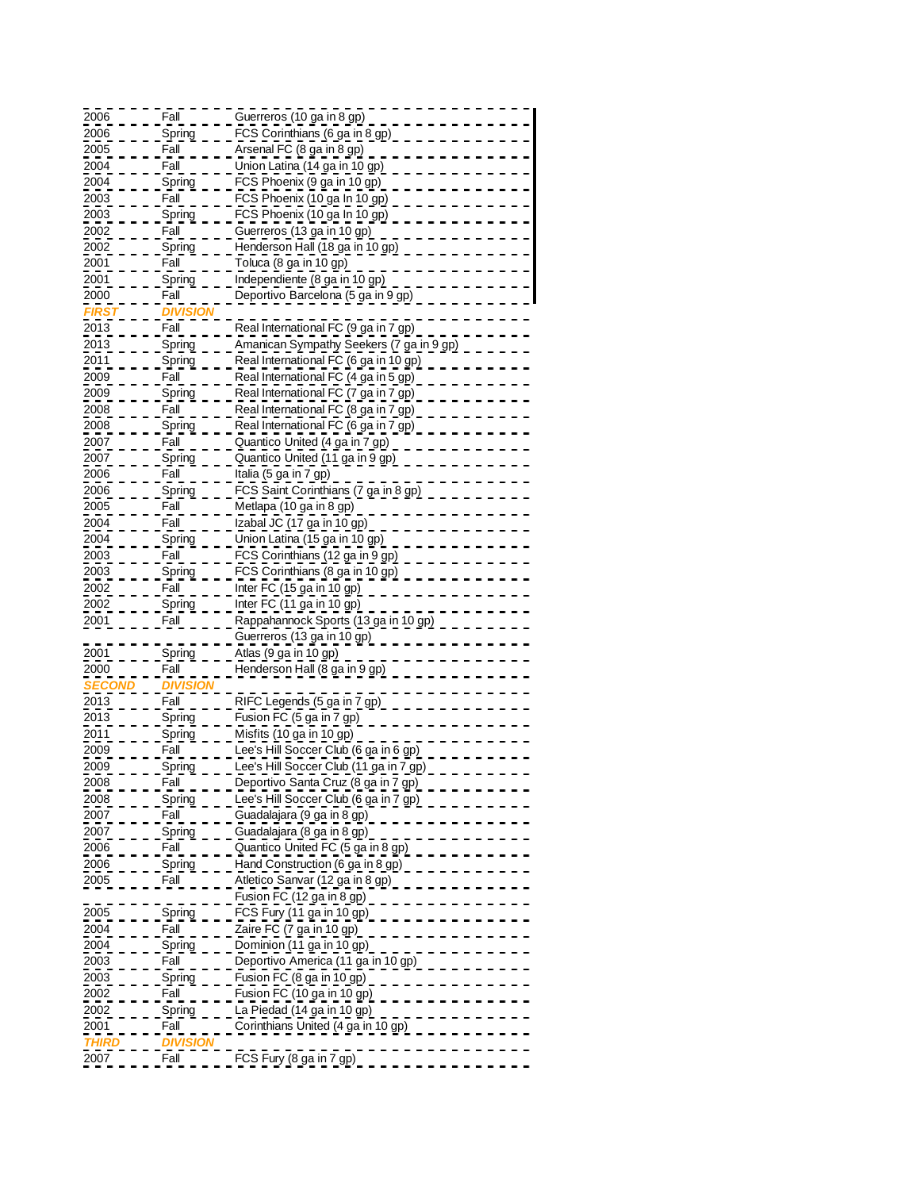| | | |
|---|---|---|
| 2006 | Fall | Guerreros (10 ga in 8 gp) |
| 2006 | Spring | FCS Corinthians (6 ga in 8 gp) |
| 2005 | Fall | Arsenal FC (8 ga in 8 gp) |
| 2004 | Fall | Union Latina (14 ga in 10 gp) |
| 2004 | Spring | FCS Phoenix (9 ga in 10 gp) |
| 2003 | Fall | FCS Phoenix (10 ga In 10 gp) |
| 2003 | Spring | FCS Phoenix (10 ga In 10 gp) |
| 2002 | Fall | Guerreros (13 ga in 10 gp) |
| 2002 | Spring | Henderson Hall (18 ga in 10 gp) |
| 2001 | Fall | Toluca (8 ga in 10 gp) |
| 2001 | Spring | Independiente (8 ga in 10 gp) |
| 2000 | Fall | Deportivo Barcelona (5 ga in 9 gp) |
| ***FIRST*** | ***DIVISION*** | |
| 2013 | Fall | Real International FC (9 ga in 7 gp) |
| 2013 | Spring | Amanican Sympathy Seekers (7 ga in 9 gp) |
| 2011 | Spring | Real International FC (6 ga in 10 gp) |
| 2009 | Fall | Real International FC (4 ga in 5 gp) |
| 2009 | Spring | Real International FC (7 ga in 7 gp) |
| 2008 | Fall | Real International FC (8 ga in 7 gp) |
| 2008 | Spring | Real International FC (6 ga in 7 gp) |
| 2007 | Fall | Quantico United (4 ga in 7 gp) |
| 2007 | Spring | Quantico United (11 ga in 9 gp) |
| 2006 | Fall | Italia (5 ga in 7 gp) |
| 2006 | Spring | FCS Saint Corinthians (7 ga in 8 gp) |
| 2005 | Fall | Metlapa (10 ga in 8 gp) |
| 2004 | Fall | Izabal JC (17 ga in 10 gp) |
| 2004 | Spring | Union Latina (15 ga in 10 gp) |
| 2003 | Fall | FCS Corinthians (12 ga in 9 gp) |
| 2003 | Spring | FCS Corinthians (8 ga in 10 gp) |
| 2002 | Fall | Inter FC (15 ga in 10 gp) |
| 2002 | Spring | Inter FC (11 ga in 10 gp) |
| 2001 | Fall | Rappahannock Sports (13 ga in 10 gp) |
| | | Guerreros (13 ga in 10 gp) |
| 2001 | Spring | Atlas (9 ga in 10 gp) |
| 2000 | Fall | Henderson Hall (8 ga in 9 gp) |
| ***SECOND*** | ***DIVISION*** | |
| 2013 | Fall | RIFC Legends (5 ga in 7 gp) |
| 2013 | Spring | Fusion FC (5 ga in 7 gp) |
| 2011 | Spring | Misfits (10 ga in 10 gp) |
| 2009 | Fall | Lee's Hill Soccer Club (6 ga in 6 gp) |
| 2009 | Spring | Lee's Hill Soccer Club (11 ga in 7 gp) |
| 2008 | Fall | Deportivo Santa Cruz (8 ga in 7 gp) |
| 2008 | Spring | Lee's Hill Soccer Club (6 ga in 7 gp) |
| 2007 | Fall | Guadalajara (9 ga in 8 gp) |
| 2007 | Spring | Guadalajara (8 ga in 8 gp) |
| 2006 | Fall | Quantico United FC (5 ga in 8 gp) |
| 2006 | Spring | Hand Construction (6 ga in 8 gp) |
| 2005 | Fall | Atletico Sanvar (12 ga in 8 gp) |
| | | Fusion FC (12 ga in 8 gp) |
| 2005 | Spring | FCS Fury (11 ga in 10 gp) |
| 2004 | Fall | Zaire FC (7 ga in 10 gp) |
| 2004 | Spring | Dominion (11 ga in 10 gp) |
| 2003 | Fall | Deportivo America (11 ga in 10 gp) |
| 2003 | Spring | Fusion FC (8 ga in 10 gp) |
| 2002 | Fall | Fusion FC (10 ga in 10 gp) |
| 2002 | Spring | La Piedad (14 ga in 10 gp) |
| 2001 | Fall | Corinthians United (4 ga in 10 gp) |
| ***THIRD*** | ***DIVISION*** | |
| 2007 | Fall | FCS Fury (8 ga in 7 gp) |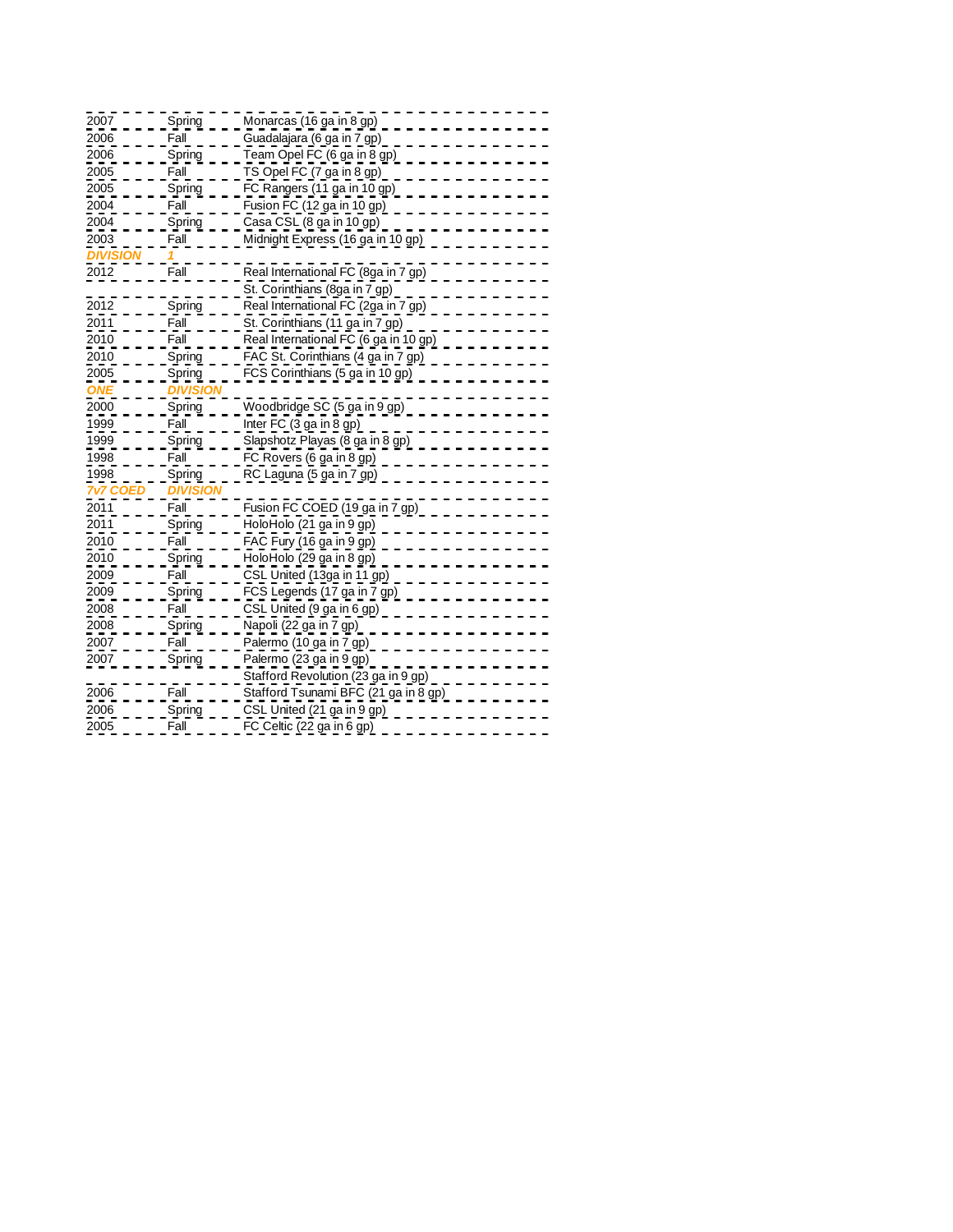| | | |
|---|---|---|
| 2007 | Spring | Monarcas (16 ga in 8 gp) |
| 2006 | Fall | Guadalajara (6 ga in 7 gp) |
| 2006 | Spring | Team Opel FC (6 ga in 8 gp) |
| 2005 | Fall | TS Opel FC (7 ga in 8 gp) |
| 2005 | Spring | FC Rangers (11 ga in 10 gp) |
| 2004 | Fall | Fusion FC (12 ga in 10 gp) |
| 2004 | Spring | Casa CSL (8 ga in 10 gp) |
| 2003 | Fall | Midnight Express (16 ga in 10 gp) |
| ***DIVISION*** | ***1*** | |
| 2012 | Fall | Real International FC (8ga in 7 gp) |
| | | St. Corinthians (8ga in 7 gp) |
| 2012 | Spring | Real International FC (2ga in 7 gp) |
| 2011 | Fall | St. Corinthians (11 ga in 7 gp) |
| 2010 | Fall | Real International FC (6 ga in 10 gp) |
| 2010 | Spring | FAC St. Corinthians (4 ga in 7 gp) |
| 2005 | Spring | FCS Corinthians (5 ga in 10 gp) |
| ***ONE*** | ***DIVISION*** | |
| 2000 | Spring | Woodbridge SC (5 ga in 9 gp) |
| 1999 | Fall | Inter FC (3 ga in 8 gp) |
| 1999 | Spring | Slapshotz Playas (8 ga in 8 gp) |
| 1998 | Fall | FC Rovers (6 ga in 8 gp) |
| 1998 | Spring | RC Laguna (5 ga in 7 gp) |
| ***7v7 COED*** | ***DIVISION*** | |
| 2011 | Fall | Fusion FC COED (19 ga in 7 gp) |
| 2011 | Spring | HoloHolo (21 ga in 9 gp) |
| 2010 | Fall | FAC Fury (16 ga in 9 gp) |
| 2010 | Spring | HoloHolo (29 ga in 8 gp) |
| 2009 | Fall | CSL United (13ga in 11 gp) |
| 2009 | Spring | FCS Legends (17 ga in 7 gp) |
| 2008 | Fall | CSL United (9 ga in 6 gp) |
| 2008 | Spring | Napoli (22 ga in 7 gp) |
| 2007 | Fall | Palermo (10 ga in 7 gp) |
| 2007 | Spring | Palermo (23 ga in 9 gp) |
| | | Stafford Revolution (23 ga in 9 gp) |
| 2006 | Fall | Stafford Tsunami BFC (21 ga in 8 gp) |
| 2006 | Spring | CSL United (21 ga in 9 gp) |
| 2005 | Fall | FC Celtic (22 ga in 6 gp) |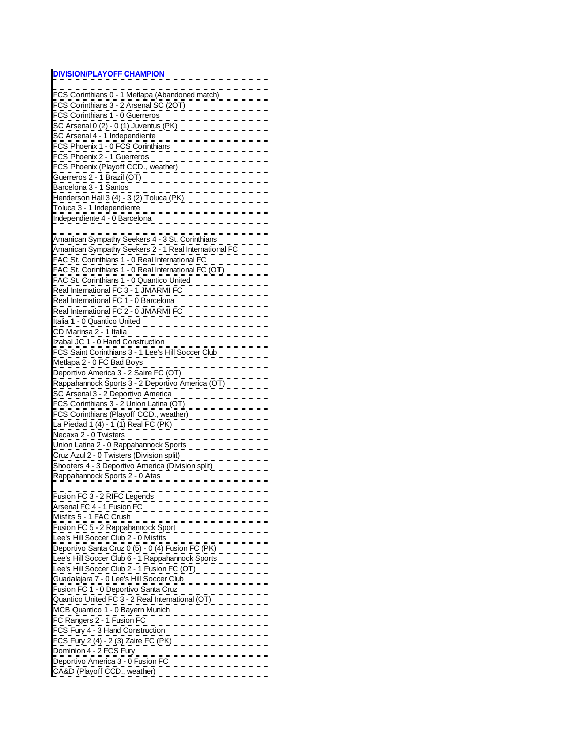**DIVISION/PLAYOFF CHAMPION**

| DIVISION/PLAYOFF CHAMPION |
|---|
| |
| FCS Corinthians 0 - 1 Metlapa (Abandoned match) |
| FCS Corinthians 3 - 2 Arsenal SC (2OT) |
| FCS Corinthians 1 - 0 Guerreros |
| SC Arsenal 0 (2) - 0 (1) Juventus (PK) |
| SC Arsenal 4 - 1 Independiente |
| FCS Phoenix 1 - 0 FCS Corinthians |
| FCS Phoenix 2 - 1 Guerreros |
| FCS Phoenix (Playoff CCD., weather) |
| Guerreros 2 - 1 Brazil (OT) |
| Barcelona 3 - 1 Santos |
| Henderson Hall 3 (4) - 3 (2) Toluca (PK) |
| Toluca 3 - 1 Independiente |
| Independiente 4 - 0 Barcelona |
| |
| Amanican Sympathy Seekers 4 - 3 St. Corinthians |
| Amanican Sympathy Seekers 2 - 1 Real International FC |
| FAC St. Corinthians 1 - 0 Real International FC |
| FAC St. Corinthians 1 - 0 Real International FC (OT) |
| FAC St. Corinthians 1 - 0 Quantico United |
| Real International FC 3 - 1 JMARMI FC |
| Real International FC 1 - 0 Barcelona |
| Real International FC 2 - 0 JMARMI FC |
| Italia 1 - 0 Quantico United |
| CD Marinsa 2 - 1 Italia |
| Izabal JC 1 - 0 Hand Construction |
| FCS Saint Corinthians 3 - 1 Lee's Hill Soccer Club |
| Metlapa 2 - 0 FC Bad Boys |
| Deportivo America 3 - 2 Saire FC (OT) |
| Rappahannock Sports 3 - 2 Deportivo America (OT) |
| SC Arsenal 3 - 2 Deportivo America |
| FCS Corinthians 3 - 2 Union Latina (OT) |
| FCS Corinthians (Playoff CCD., weather) |
| La Piedad 1 (4) - 1 (1) Real FC (PK) |
| Necaxa 2 - 0 Twisters |
| Union Latina 2 - 0 Rappahannock Sports |
| Cruz Azul 2 - 0 Twisters (Division split) |
| Shooters 4 - 3 Deportivo America (Division split) |
| Rappahannock Sports 2 - 0 Atas |
| |
| Fusion FC 3 - 2 RIFC Legends |
| Arsenal FC 4 - 1 Fusion FC |
| Misfits 5 - 1 FAC Crush |
| Fusion FC 5 - 2 Rappahannock Sport |
| Lee's Hill Soccer Club 2 - 0 Misfits |
| Deportivo Santa Cruz 0 (5) - 0 (4) Fusion FC (PK) |
| Lee's Hill Soccer Club 6 - 1 Rappahannock Sports |
| Lee's Hill Soccer Club 2 - 1 Fusion FC (OT) |
| Guadalajara 7 - 0 Lee's Hill Soccer Club |
| Fusion FC 1 - 0 Deportivo Santa Cruz |
| Quantico United FC 3 - 2 Real International (OT) |
| MCB Quantico 1 - 0 Bayern Munich |
| FC Rangers 2 - 1 Fusion FC |
| FCS Fury 4 - 3 Hand Construction |
| FCS Fury 2 (4) - 2 (3) Zaire FC (PK) |
| Dominion 4 - 2 FCS Fury |
| Deportivo America 3 - 0 Fusion FC |
| CA&D (Playoff CCD., weather) |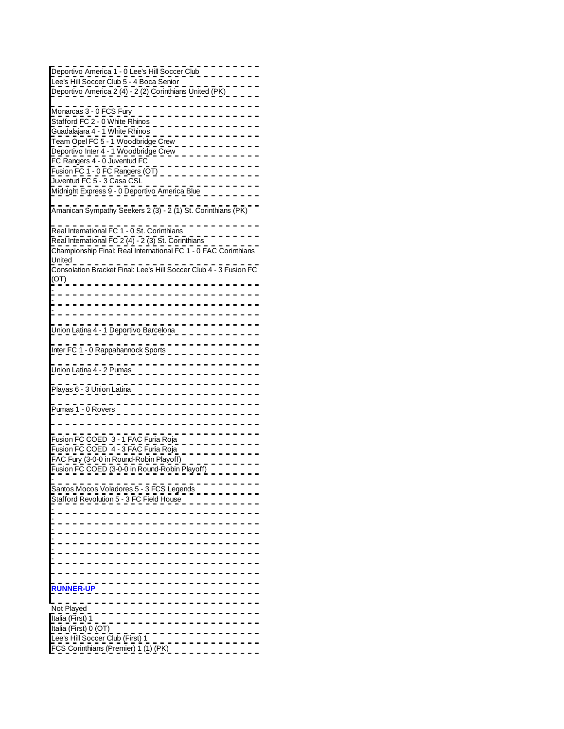Deportivo America 1 - 0 Lee's Hill Soccer Club

Lee's Hill Soccer Club 5 - 4 Boca Senior

Deportivo America 2 (4) - 2 (2) Corinthians United (PK)

Monarcas 3 - 0 FCS Fury

Stafford FC 2 - 0 White Rhinos

Guadalajara 4 - 1 White Rhinos

Team Opel FC 5 - 1 Woodbridge Crew

Deportivo Inter 4 - 1 Woodbridge Crew

FC Rangers 4 - 0 Juventud FC

Fusion FC 1 - 0 FC Rangers (OT)

Juventud FC 5 - 3 Casa CSL

Midnight Express 9 - 0 Deportivo America Blue

Amanican Sympathy Seekers 2 (3) - 2 (1) St. Corinthians (PK)

Real International FC 1 - 0 St. Corinthians

Real International FC 2 (4) - 2 (3) St. Corinthians

Championship Final: Real International FC 1 - 0 FAC Corinthians United

Consolation Bracket Final: Lee's Hill Soccer Club 4 - 3 Fusion FC (OT)

-

-

-

Union Latina 4 - 1 Deportivo Barcelona

Inter FC 1 - 0 Rappahannock Sports

Union Latina 4 - 2 Pumas

Playas 6 - 3 Union Latina

Pumas 1 - 0 Rovers

Fusion FC COED 3 - 1 FAC Furia Roja

Fusion FC COED 4 - 3 FAC Furia Roja

FAC Fury (3-0-0 in Round-Robin Playoff)

Fusion FC COED (3-0-0 in Round-Robin Playoff)

-

Santos Mocos Voladores 5 - 3 FCS Legends

Stafford Revolution 5 - 3 FC Field House

-

-

-

-

-

-

**RUNNER-UP**

Not Played

Italia (First) 1

Italia (First) 0 (OT)

Lee's Hill Soccer Club (First) 1

FCS Corinthians (Premier) 1 (1) (PK)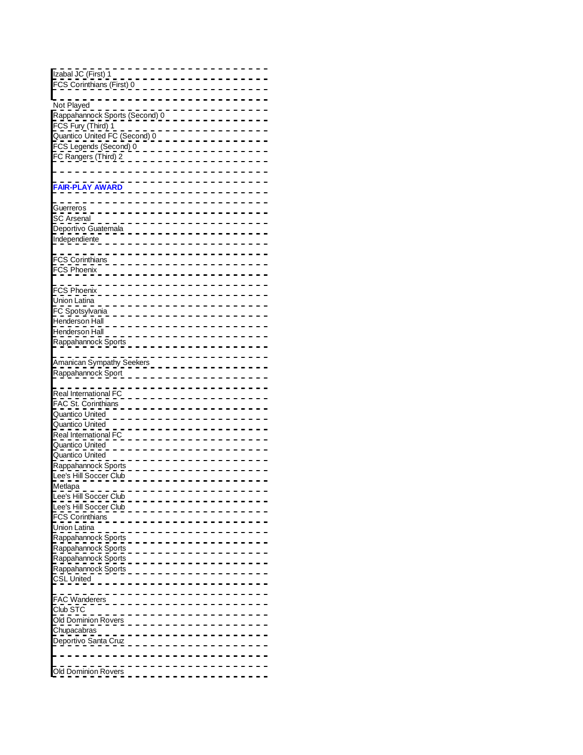Izabal JC (First) 1
FCS Corinthians (First) 0

Not Played
Rappahannock Sports (Second) 0
FCS Fury (Third) 1
Quantico United FC (Second) 0
FCS Legends (Second) 0
FC Rangers (Third) 2

**FAIR-PLAY AWARD**

Guerreros
SC Arsenal
Deportivo Guatemala
Independiente

FCS Corinthians
FCS Phoenix

FCS Phoenix
Union Latina
FC Spotsylvania
Henderson Hall
Henderson Hall
Rappahannock Sports

Amanican Sympathy Seekers
Rappahannock Sport

Real International FC
FAC St. Corinthians
Quantico United
Quantico United
Real International FC
Quantico United
Quantico United
Rappahannock Sports
Lee's Hill Soccer Club
Metlapa
Lee's Hill Soccer Club
Lee's Hill Soccer Club
FCS Corinthians
Union Latina
Rappahannock Sports
Rappahannock Sports
Rappahannock Sports
Rappahannock Sports
CSL United

FAC Wanderers
Club STC
Old Dominion Rovers
Chupacabras
Deportivo Santa Cruz

Old Dominion Rovers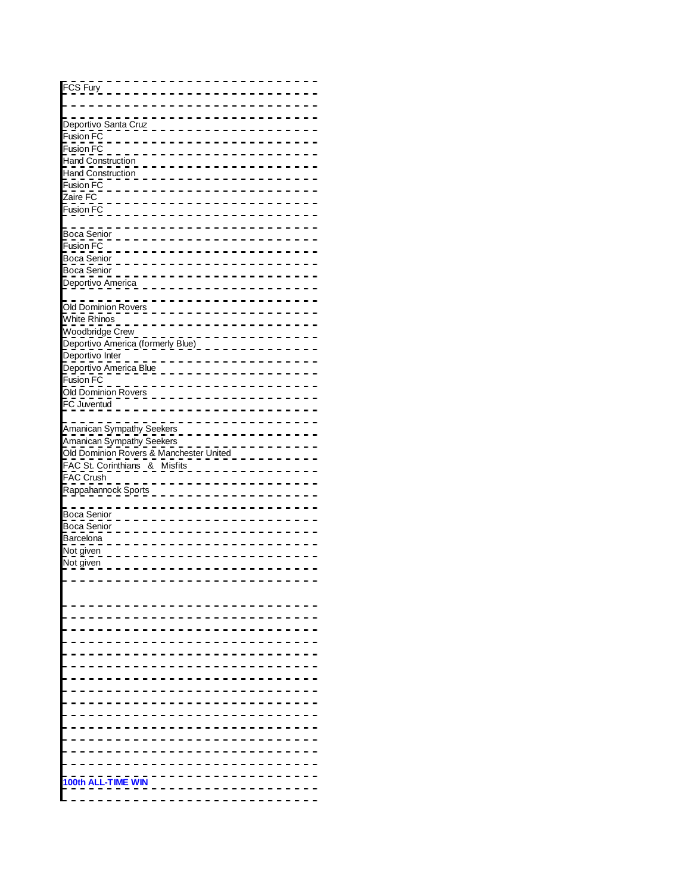FCS Fury

Deportivo Santa Cruz
Fusion FC
Fusion FC
Hand Construction
Hand Construction
Fusion FC
Zaire FC
Fusion FC

Boca Senior
Fusion FC
Boca Senior
Boca Senior
Deportivo America

Old Dominion Rovers
White Rhinos
Woodbridge Crew
Deportivo America (formerly Blue)
Deportivo Inter
Deportivo America Blue
Fusion FC
Old Dominion Rovers
FC Juventud

Amanican Sympathy Seekers
Amanican Sympathy Seekers
Old Dominion Rovers & Manchester United
FAC St. Corinthians & Misfits
FAC Crush
Rappahannock Sports

Boca Senior
Boca Senior
Barcelona
Not given
Not given

**100th ALL-TIME WIN**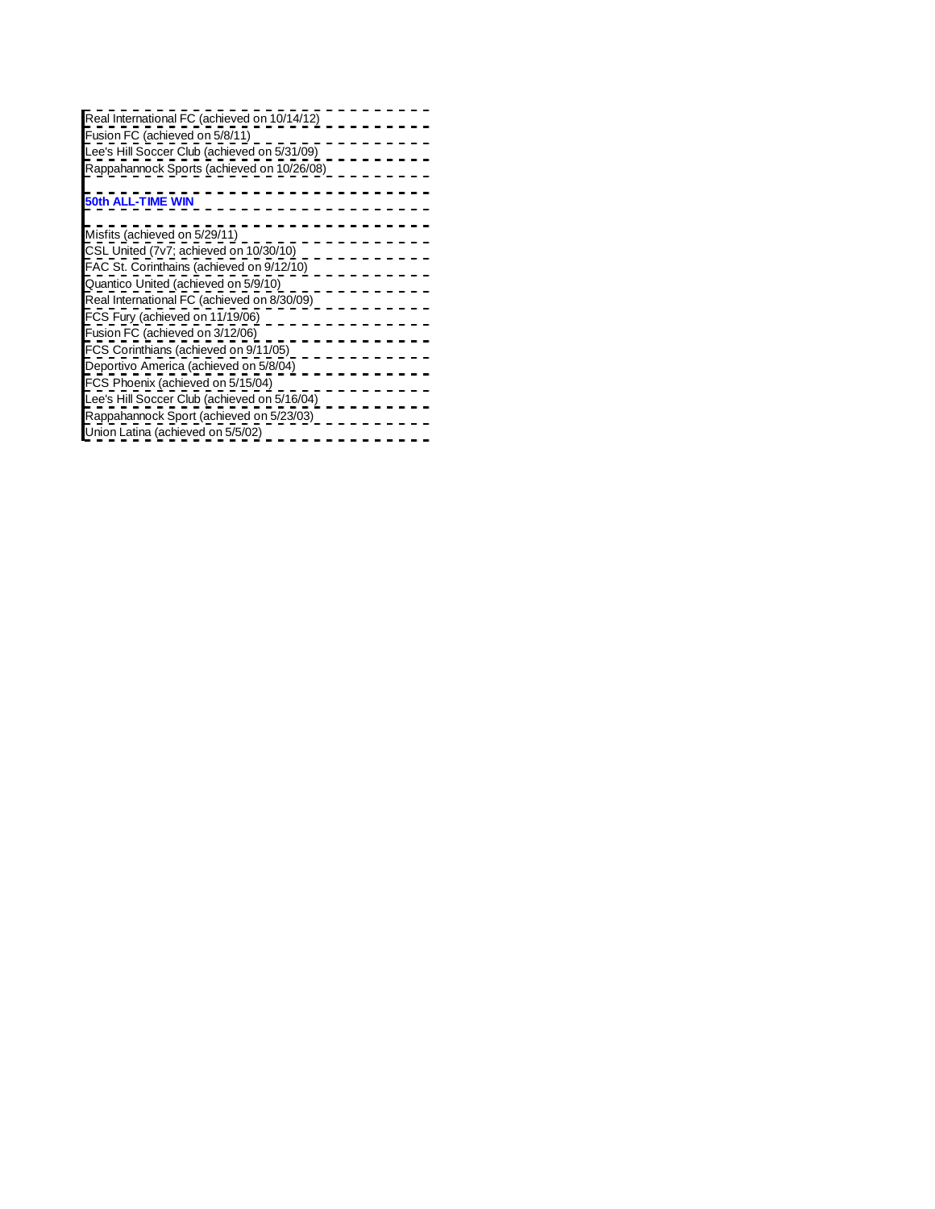Real International FC (achieved on 10/14/12)
Fusion FC (achieved on 5/8/11)
Lee's Hill Soccer Club (achieved on 5/31/09)
Rappahannock Sports (achieved on 10/26/08)

**50th ALL-TIME WIN**

Misfits (achieved on 5/29/11)
CSL United (7v7; achieved on 10/30/10)
FAC St. Corinthains (achieved on 9/12/10)
Quantico United (achieved on 5/9/10)
Real International FC (achieved on 8/30/09)
FCS Fury (achieved on 11/19/06)
Fusion FC (achieved on 3/12/06)
FCS Corinthians (achieved on 9/11/05)
Deportivo America (achieved on 5/8/04)
FCS Phoenix (achieved on 5/15/04)
Lee's Hill Soccer Club (achieved on 5/16/04)
Rappahannock Sport (achieved on 5/23/03)
Union Latina (achieved on 5/5/02)